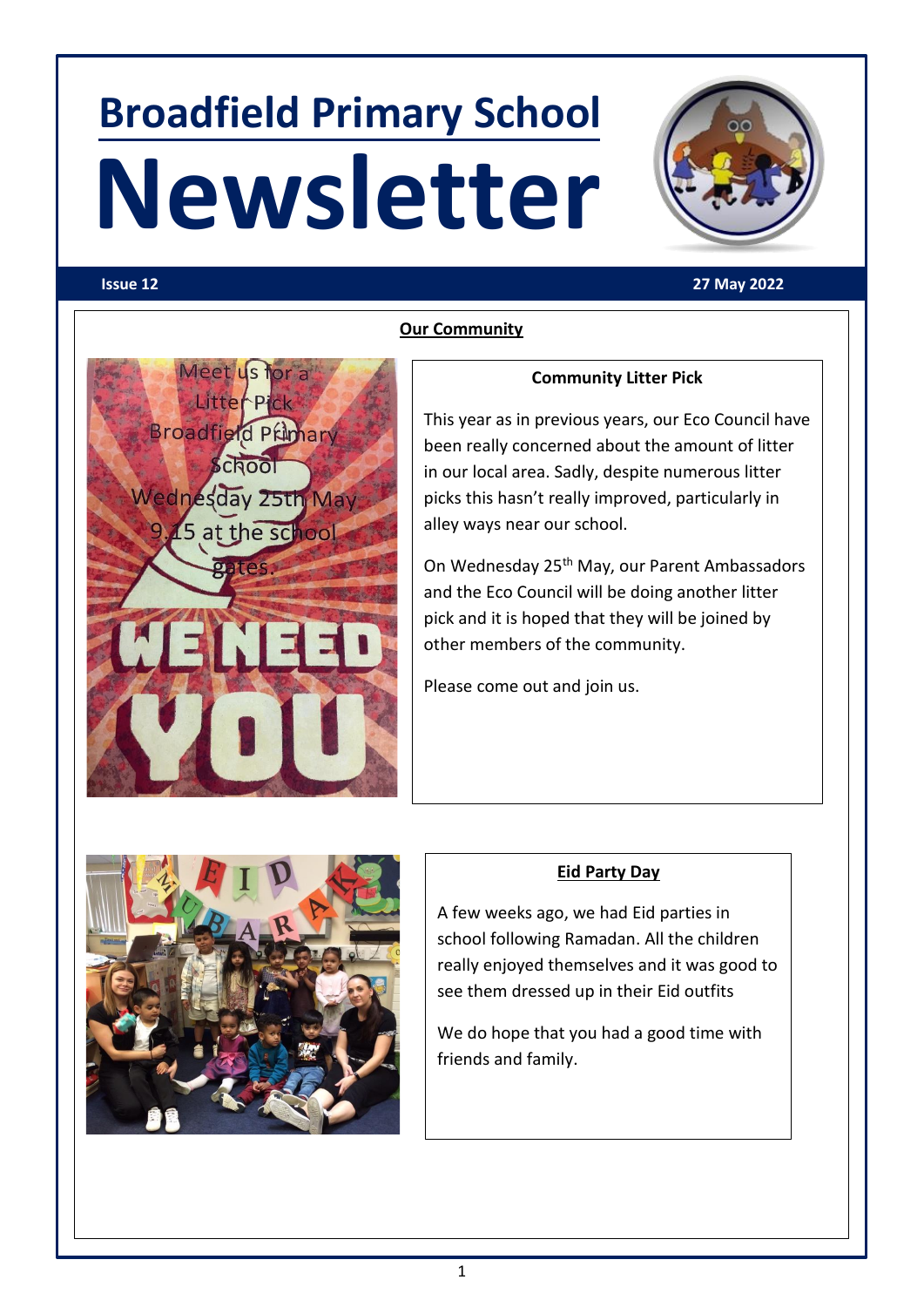# Broadfield Primary School

# Newsletter

**Issue 12** **27 May 2022**

## Our Community

### Community Litter Pick

This year as in previous years, our Eco Council have been really concerned about the amount of litter in our local area. Sadly, despite numerous litter picks this hasn't really improved, particularly in alley ways near our school.

On Wednesday 25th May, our Parent Ambassadors and the Eco Council will be doing another litter pick and it is hoped that they will be joined by other members of the community.

Please come out and join us.

### Eid Party Day

A few weeks ago, we had Eid parties in school following Ramadan. All the children really enjoyed themselves and it was good to see them dressed up in their Eid outfits

We do hope that you had a good time with friends and family.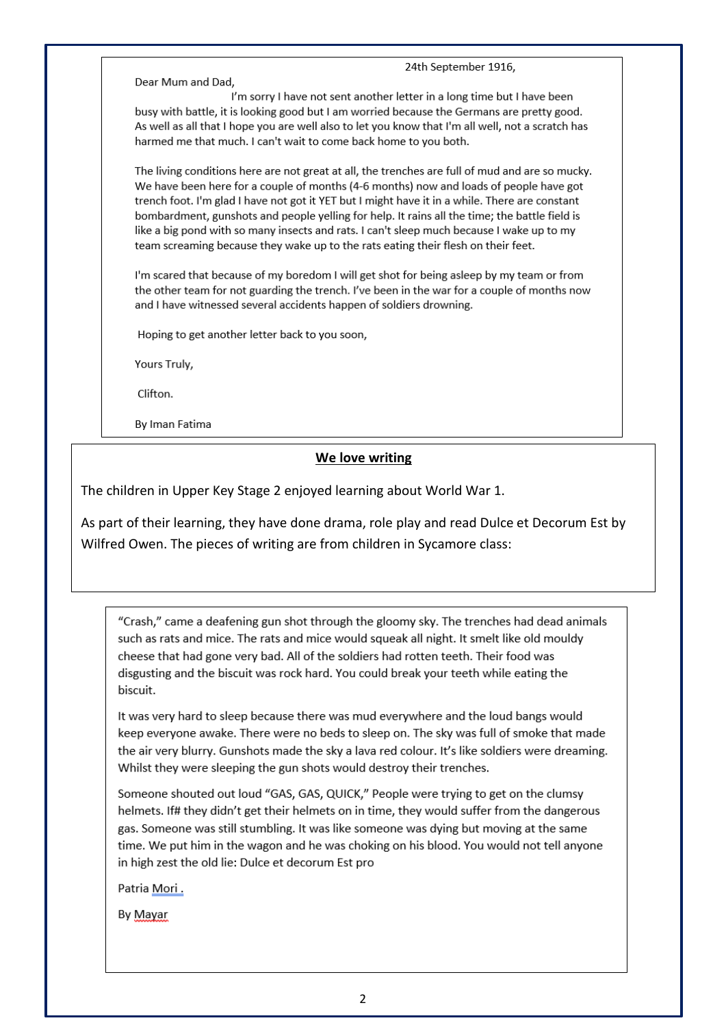24th September 1916,

Dear Mum and Dad,

I'm sorry I have not sent another letter in a long time but I have been busy with battle, it is looking good but I am worried because the Germans are pretty good. As well as all that I hope you are well also to let you know that I'm all well, not a scratch has harmed me that much. I can't wait to come back home to you both.

The living conditions here are not great at all, the trenches are full of mud and are so mucky. We have been here for a couple of months (4-6 months) now and loads of people have got trench foot. I'm glad I have not got it YET but I might have it in a while. There are constant bombardment, gunshots and people yelling for help. It rains all the time; the battle field is like a big pond with so many insects and rats. I can't sleep much because I wake up to my team screaming because they wake up to the rats eating their flesh on their feet.

I'm scared that because of my boredom I will get shot for being asleep by my team or from the other team for not guarding the trench. I've been in the war for a couple of months now and I have witnessed several accidents happen of soldiers drowning.

Hoping to get another letter back to you soon,

Yours Truly,

Clifton.

By Iman Fatima

## We love writing

The children in Upper Key Stage 2 enjoyed learning about World War 1.

As part of their learning, they have done drama, role play and read Dulce et Decorum Est by Wilfred Owen. The pieces of writing are from children in Sycamore class:

"Crash," came a deafening gun shot through the gloomy sky. The trenches had dead animals such as rats and mice. The rats and mice would squeak all night. It smelt like old mouldy cheese that had gone very bad. All of the soldiers had rotten teeth. Their food was disgusting and the biscuit was rock hard. You could break your teeth while eating the biscuit.

It was very hard to sleep because there was mud everywhere and the loud bangs would keep everyone awake. There were no beds to sleep on. The sky was full of smoke that made the air very blurry. Gunshots made the sky a lava red colour. It's like soldiers were dreaming. Whilst they were sleeping the gun shots would destroy their trenches.

Someone shouted out loud "GAS, GAS, QUICK," People were trying to get on the clumsy helmets. If# they didn't get their helmets on in time, they would suffer from the dangerous gas. Someone was still stumbling. It was like someone was dying but moving at the same time. We put him in the wagon and he was choking on his blood. You would not tell anyone in high zest the old lie: Dulce et decorum Est pro

Patria Mori .

By Mayar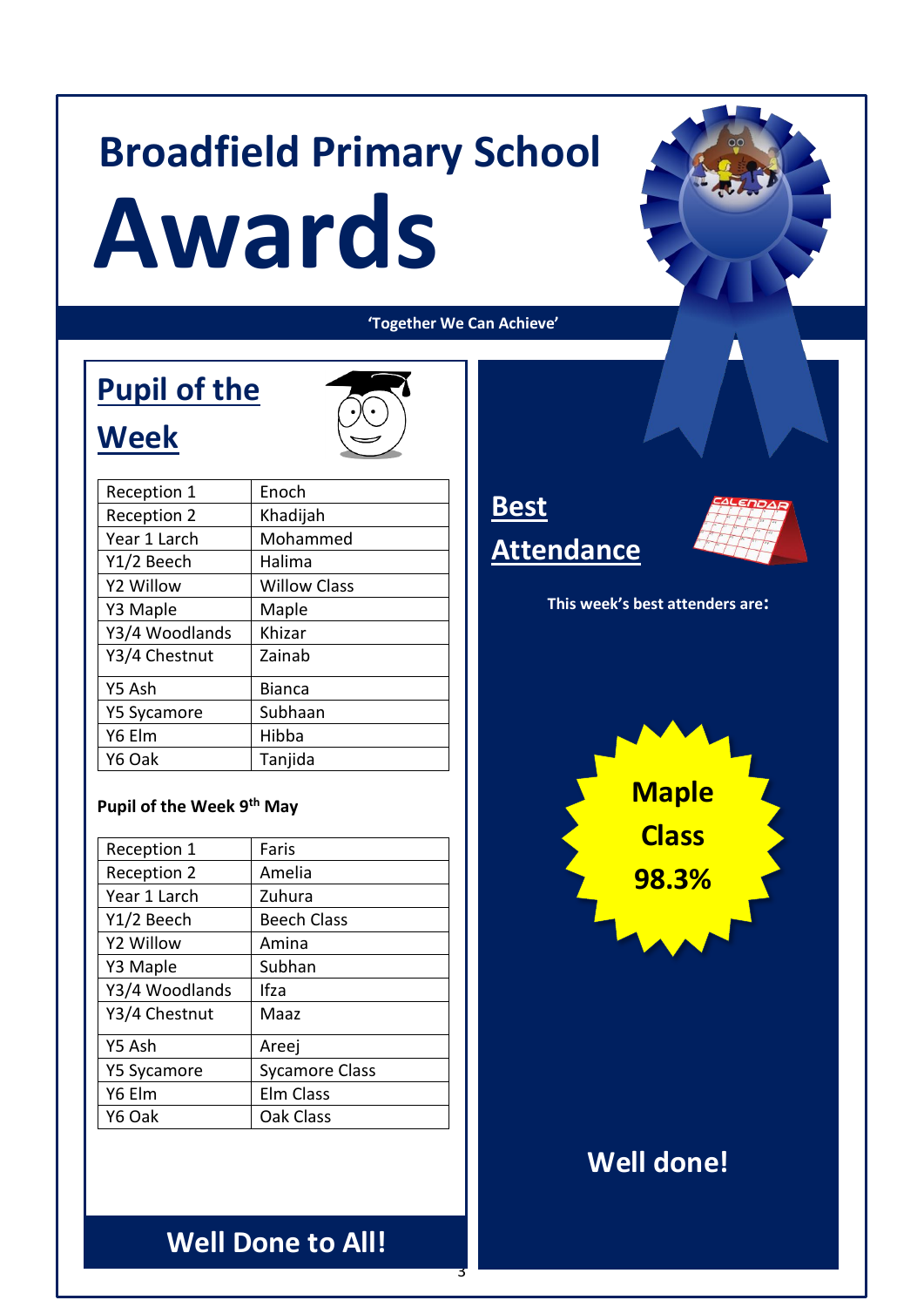# Broadfield Primary School

# Awards

**'Together We Can Achieve'**

## Pupil of the Week

| | |
|---|---|
| Reception 1 | Enoch |
| Reception 2 | Khadijah |
| Year 1 Larch | Mohammed |
| Y1/2 Beech | Halima |
| Y2 Willow | Willow Class |
| Y3 Maple | Maple |
| Y3/4 Woodlands | Khizar |
| Y3/4 Chestnut | Zainab |
| Y5 Ash | Bianca |
| Y5 Sycamore | Subhaan |
| Y6 Elm | Hibba |
| Y6 Oak | Tanjida |

**Pupil of the Week 9th May**

| | |
|---|---|
| Reception 1 | Faris |
| Reception 2 | Amelia |
| Year 1 Larch | Zuhura |
| Y1/2 Beech | Beech Class |
| Y2 Willow | Amina |
| Y3 Maple | Subhan |
| Y3/4 Woodlands | Ifza |
| Y3/4 Chestnut | Maaz |
| Y5 Ash | Areej |
| Y5 Sycamore | Sycamore Class |
| Y6 Elm | Elm Class |
| Y6 Oak | Oak Class |

**Well Done to All!**

## Best Attendance

**This week's best attenders are:**

**Maple Class 98.3%**

**Well done!**